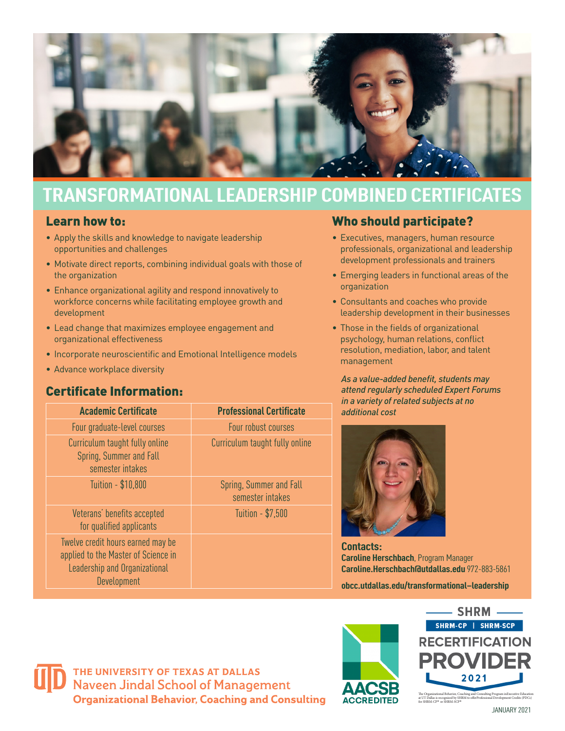# TRANSFORMATIONAL LEADERSHIP COMBINED CERTIFICATES

## Learn how to:

- Apply the skills and knowledge to navigate leadership opportunities and challenges
- Motivate direct reports, combining individual goals with those of the organization
- Enhance organizational agility and respond innovatively to workforce concerns while facilitating employee growth and development
- Lead change that maximizes employee engagement and organizational effectiveness
- Incorporate neuroscientific and Emotional Intelligence models
- Advance workplace diversity

## Certificate Information:

| Academic Certificate | Professional Certificate |
|---|---|
| Four graduate-level courses | Four robust courses |
| Curriculum taught fully online Spring, Summer and Fall semester intakes | Curriculum taught fully online |
| Tuition - $10,800 | Spring, Summer and Fall semester intakes |
| Veterans' benefits accepted for qualified applicants | Tuition - $7,500 |
| Twelve credit hours earned may be applied to the Master of Science in Leadership and Organizational Development | |

## Who should participate?

- Executives, managers, human resource professionals, organizational and leadership development professionals and trainers
- Emerging leaders in functional areas of the organization
- Consultants and coaches who provide leadership development in their businesses
- Those in the fields of organizational psychology, human relations, conflict resolution, mediation, labor, and talent management

*As a value-added benefit, students may attend regularly scheduled Expert Forums in a variety of related subjects at no additional cost*

**Contacts:**
**Caroline Herschbach**, Program Manager
**Caroline.Herschbach@utdallas.edu** 972-883-5861

**obcc.utdallas.edu/transformational–leadership**

THE UNIVERSITY OF TEXAS AT DALLAS
Naveen Jindal School of Management
**Organizational Behavior, Coaching and Consulting**

AACSB ACCREDITED

SHRM
SHRM-CP | SHRM-SCP
RECERTIFICATION PROVIDER
2021

The Organizational Behavior, Coaching and Consulting Program in Executive Education at UT Dallas is recognized by SHRM to offer Professional Development Credits (PDCs) for SHRM-CP® or SHRM-SCP®

JANUARY 2021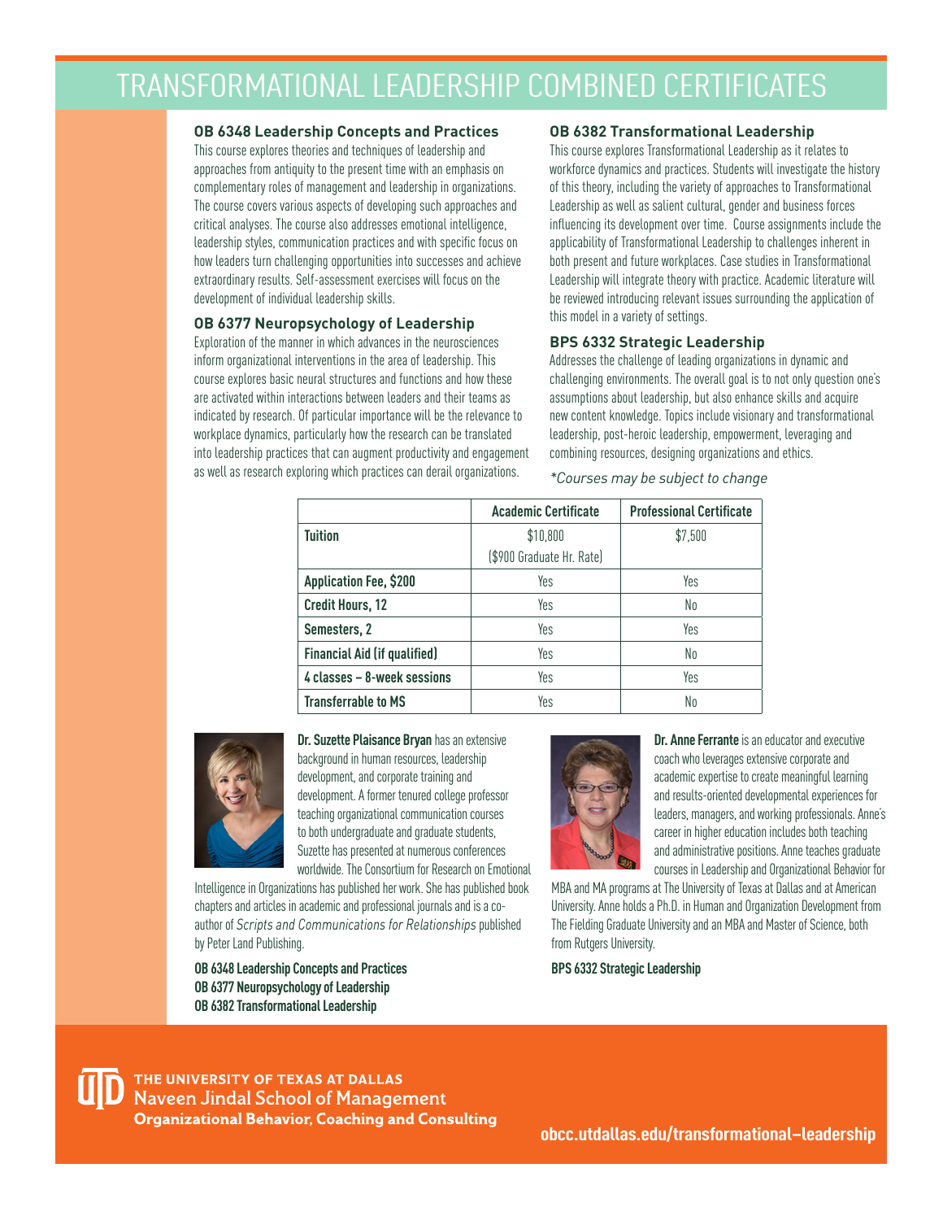# TRANSFORMATIONAL LEADERSHIP COMBINED CERTIFICATES

### OB 6348 Leadership Concepts and Practices

This course explores theories and techniques of leadership and approaches from antiquity to the present time with an emphasis on complementary roles of management and leadership in organizations. The course covers various aspects of developing such approaches and critical analyses. The course also addresses emotional intelligence, leadership styles, communication practices and with specific focus on how leaders turn challenging opportunities into successes and achieve extraordinary results. Self-assessment exercises will focus on the development of individual leadership skills.

### OB 6377 Neuropsychology of Leadership

Exploration of the manner in which advances in the neurosciences inform organizational interventions in the area of leadership. This course explores basic neural structures and functions and how these are activated within interactions between leaders and their teams as indicated by research. Of particular importance will be the relevance to workplace dynamics, particularly how the research can be translated into leadership practices that can augment productivity and engagement as well as research exploring which practices can derail organizations.

### OB 6382 Transformational Leadership

This course explores Transformational Leadership as it relates to workforce dynamics and practices. Students will investigate the history of this theory, including the variety of approaches to Transformational Leadership as well as salient cultural, gender and business forces influencing its development over time. Course assignments include the applicability of Transformational Leadership to challenges inherent in both present and future workplaces. Case studies in Transformational Leadership will integrate theory with practice. Academic literature will be reviewed introducing relevant issues surrounding the application of this model in a variety of settings.

### BPS 6332 Strategic Leadership

Addresses the challenge of leading organizations in dynamic and challenging environments. The overall goal is to not only question one's assumptions about leadership, but also enhance skills and acquire new content knowledge. Topics include visionary and transformational leadership, post-heroic leadership, empowerment, leveraging and combining resources, designing organizations and ethics.

*\*Courses may be subject to change*

| | Academic Certificate | Professional Certificate |
|---|---|---|
| **Tuition** | $10,800 ($900 Graduate Hr. Rate) | $7,500 |
| **Application Fee, $200** | Yes | Yes |
| **Credit Hours, 12** | Yes | No |
| **Semesters, 2** | Yes | Yes |
| **Financial Aid (if qualified)** | Yes | No |
| **4 classes – 8-week sessions** | Yes | Yes |
| **Transferrable to MS** | Yes | No |

**Dr. Suzette Plaisance Bryan** has an extensive background in human resources, leadership development, and corporate training and development. A former tenured college professor teaching organizational communication courses to both undergraduate and graduate students, Suzette has presented at numerous conferences worldwide. The Consortium for Research on Emotional Intelligence in Organizations has published her work. She has published book chapters and articles in academic and professional journals and is a co-author of *Scripts and Communications for Relationships* published by Peter Land Publishing.

**OB 6348 Leadership Concepts and Practices**
**OB 6377 Neuropsychology of Leadership**
**OB 6382 Transformational Leadership**

**Dr. Anne Ferrante** is an educator and executive coach who leverages extensive corporate and academic expertise to create meaningful learning and results-oriented developmental experiences for leaders, managers, and working professionals. Anne's career in higher education includes both teaching and administrative positions. Anne teaches graduate courses in Leadership and Organizational Behavior for MBA and MA programs at The University of Texas at Dallas and at American University. Anne holds a Ph.D. in Human and Organization Development from The Fielding Graduate University and an MBA and Master of Science, both from Rutgers University.

**BPS 6332 Strategic Leadership**

THE UNIVERSITY OF TEXAS AT DALLAS
Naveen Jindal School of Management
**Organizational Behavior, Coaching and Consulting**

**obcc.utdallas.edu/transformational–leadership**